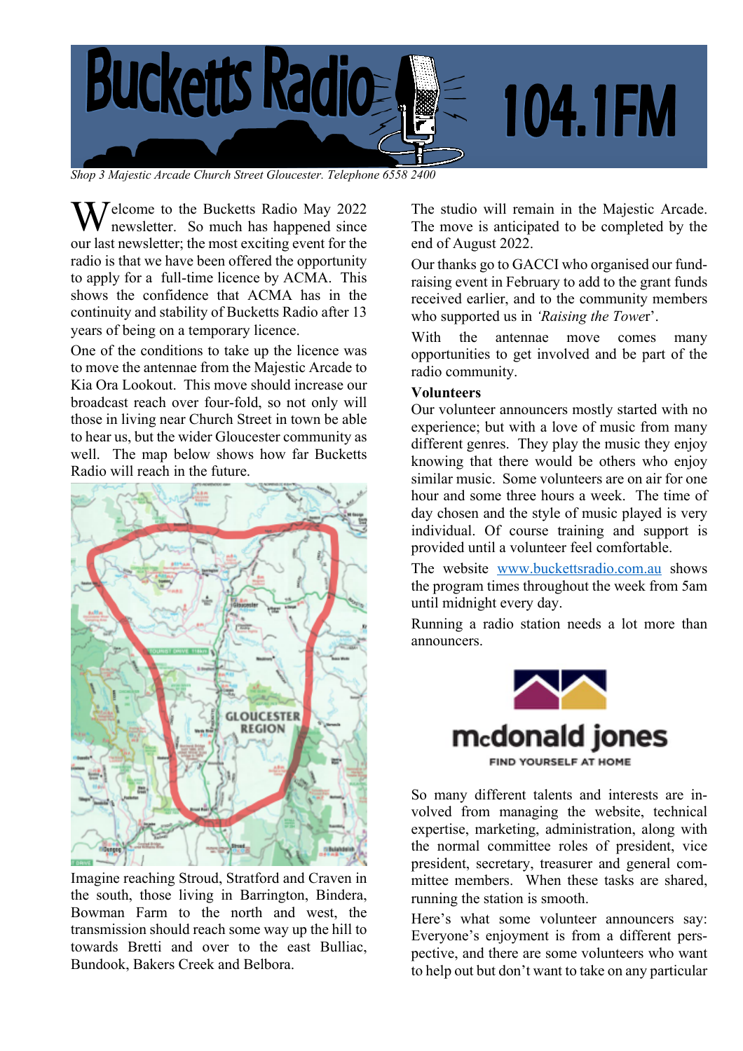# Bucketts Radio 104.1FM

*Shop 3 Majestic Arcade Church Street Gloucester. Telephone 6558 2400*

Welcome to the Bucketts Radio May 2022 newsletter. So much has happened since our last newsletter; the most exciting event for the radio is that we have been offered the opportunity to apply for a full-time licence by ACMA. This shows the confidence that ACMA has in the continuity and stability of Bucketts Radio after 13 years of being on a temporary licence.

One of the conditions to take up the licence was to move the antennae from the Majestic Arcade to Kia Ora Lookout. This move should increase our broadcast reach over four-fold, so not only will those in living near Church Street in town be able to hear us, but the wider Gloucester community as well. The map below shows how far Bucketts Radio will reach in the future.

Imagine reaching Stroud, Stratford and Craven in the south, those living in Barrington, Bindera, Bowman Farm to the north and west, the transmission should reach some way up the hill to towards Bretti and over to the east Bulliac, Bundook, Bakers Creek and Belbora.

The studio will remain in the Majestic Arcade. The move is anticipated to be completed by the end of August 2022.

Our thanks go to GACCI who organised our fund-raising event in February to add to the grant funds received earlier, and to the community members who supported us in *'Raising the Tower'*.

With the antennae move comes many opportunities to get involved and be part of the radio community.

**Volunteers**

Our volunteer announcers mostly started with no experience; but with a love of music from many different genres. They play the music they enjoy knowing that there would be others who enjoy similar music. Some volunteers are on air for one hour and some three hours a week. The time of day chosen and the style of music played is very individual. Of course training and support is provided until a volunteer feel comfortable.

The website [www.buckettsradio.com.au](http://www.buckettsradio.com.au) shows the program times throughout the week from 5am until midnight every day.

Running a radio station needs a lot more than announcers.

mcdonald jones
FIND YOURSELF AT HOME

So many different talents and interests are involved from managing the website, technical expertise, marketing, administration, along with the normal committee roles of president, vice president, secretary, treasurer and general committee members. When these tasks are shared, running the station is smooth.

Here's what some volunteer announcers say: Everyone's enjoyment is from a different perspective, and there are some volunteers who want to help out but don't want to take on any particular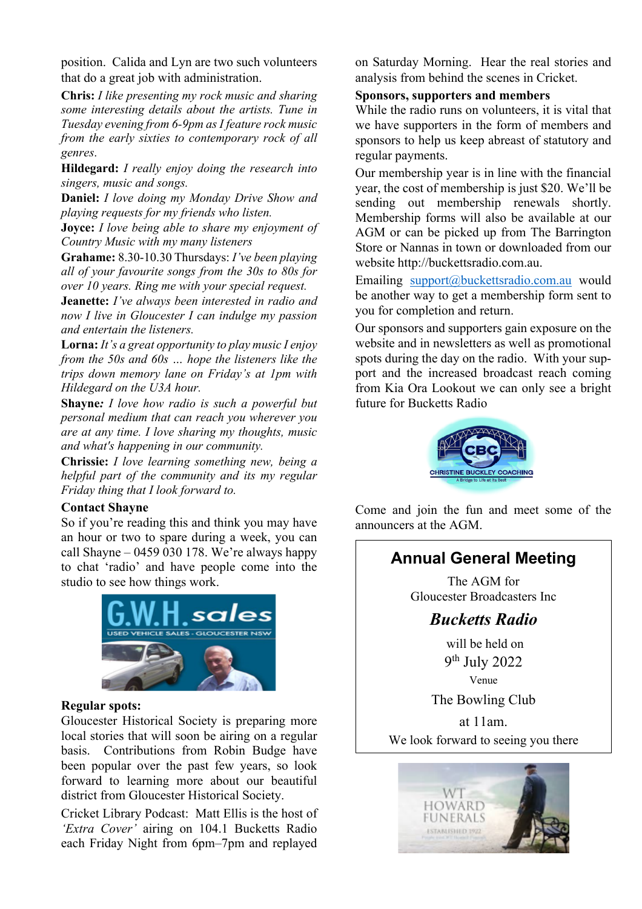position. Calida and Lyn are two such volunteers that do a great job with administration.

**Chris:** *I like presenting my rock music and sharing some interesting details about the artists. Tune in Tuesday evening from 6-9pm as I feature rock music from the early sixties to contemporary rock of all genres.*

**Hildegard:** *I really enjoy doing the research into singers, music and songs.*

**Daniel:** *I love doing my Monday Drive Show and playing requests for my friends who listen.*

**Joyce:** *I love being able to share my enjoyment of Country Music with my many listeners*

**Grahame:** 8.30-10.30 Thursdays: *I've been playing all of your favourite songs from the 30s to 80s for over 10 years. Ring me with your special request.*

**Jeanette:** *I've always been interested in radio and now I live in Gloucester I can indulge my passion and entertain the listeners.*

**Lorna:** *It's a great opportunity to play music I enjoy from the 50s and 60s ... hope the listeners like the trips down memory lane on Friday's at 1pm with Hildegard on the U3A hour.*

**Shayne:** *I love how radio is such a powerful but personal medium that can reach you wherever you are at any time. I love sharing my thoughts, music and what's happening in our community.*

**Chrissie:** *I love learning something new, being a helpful part of the community and its my regular Friday thing that I look forward to.*

**Contact Shayne**

So if you're reading this and think you may have an hour or two to spare during a week, you can call Shayne – 0459 030 178. We're always happy to chat 'radio' and have people come into the studio to see how things work.

G.W.H. sales
USED VEHICLE SALES - GLOUCESTER NSW

**Regular spots:**

Gloucester Historical Society is preparing more local stories that will soon be airing on a regular basis. Contributions from Robin Budge have been popular over the past few years, so look forward to learning more about our beautiful district from Gloucester Historical Society.

Cricket Library Podcast: Matt Ellis is the host of *'Extra Cover'* airing on 104.1 Bucketts Radio each Friday Night from 6pm–7pm and replayed on Saturday Morning. Hear the real stories and analysis from behind the scenes in Cricket.

**Sponsors, supporters and members**

While the radio runs on volunteers, it is vital that we have supporters in the form of members and sponsors to help us keep abreast of statutory and regular payments.

Our membership year is in line with the financial year, the cost of membership is just $20. We'll be sending out membership renewals shortly. Membership forms will also be available at our AGM or can be picked up from The Barrington Store or Nannas in town or downloaded from our website http://buckettsradio.com.au.

Emailing support@buckettsradio.com.au would be another way to get a membership form sent to you for completion and return.

Our sponsors and supporters gain exposure on the website and in newsletters as well as promotional spots during the day on the radio. With your support and the increased broadcast reach coming from Kia Ora Lookout we can only see a bright future for Bucketts Radio

CBC
CHRISTINE BUCKLEY COACHING
A Bridge to Life at its Best

Come and join the fun and meet some of the announcers at the AGM.

## Annual General Meeting

The AGM for
Gloucester Broadcasters Inc

***Bucketts Radio***

will be held on
9th July 2022

Venue

The Bowling Club

at 11am.

We look forward to seeing you there

WT HOWARD FUNERALS
ESTABLISHED 1922